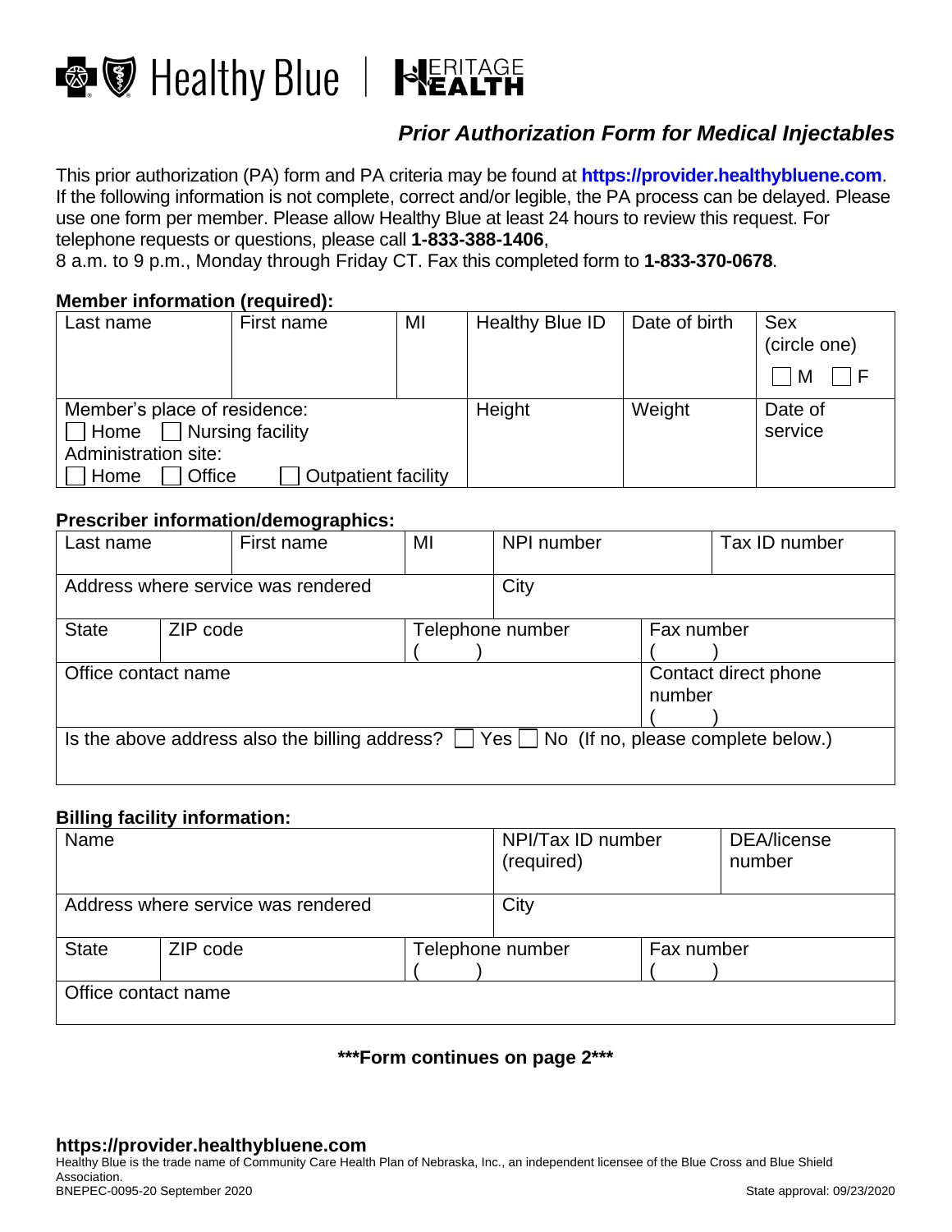Healthy Blue | HERITAGE HEALTH

## *Prior Authorization Form for Medical Injectables*

This prior authorization (PA) form and PA criteria may be found at **https://provider.healthybluene.com**. If the following information is not complete, correct and/or legible, the PA process can be delayed. Please use one form per member. Please allow Healthy Blue at least 24 hours to review this request. For telephone requests or questions, please call **1-833-388-1406**,
8 a.m. to 9 p.m., Monday through Friday CT. Fax this completed form to **1-833-370-0678**.

### Member information (required):

| Last name | First name | MI | Healthy Blue ID | Date of birth | Sex (circle one) ☐ M ☐ F |
|---|---|---|---|---|---|
| | | | | | |
| Member's place of residence: ☐ Home ☐ Nursing facility<br>Administration site: ☐ Home ☐ Office ☐ Outpatient facility | | | Height | Weight | Date of service |

### Prescriber information/demographics:

| Last name | | First name | MI | NPI number | | Tax ID number |
|---|---|---|---|---|---|---|
| Address where service was rendered | | | | City | | |
| State | ZIP code | | Telephone number ( ) | | Fax number ( ) | |
| Office contact name | | | | | Contact direct phone number ( ) | |
| Is the above address also the billing address? ☐ Yes ☐ No (If no, please complete below.) | | | | | | |

### Billing facility information:

| Name | | | NPI/Tax ID number (required) | | DEA/license number |
|---|---|---|---|---|---|
| Address where service was rendered | | | City | | |
| State | ZIP code | Telephone number ( ) | | Fax number ( ) | |
| Office contact name | | | | | |

**\*\*\*Form continues on page 2\*\*\***

**https://provider.healthybluene.com**
Healthy Blue is the trade name of Community Care Health Plan of Nebraska, Inc., an independent licensee of the Blue Cross and Blue Shield Association.
BNEPEC-0095-20 September 2020 State approval: 09/23/2020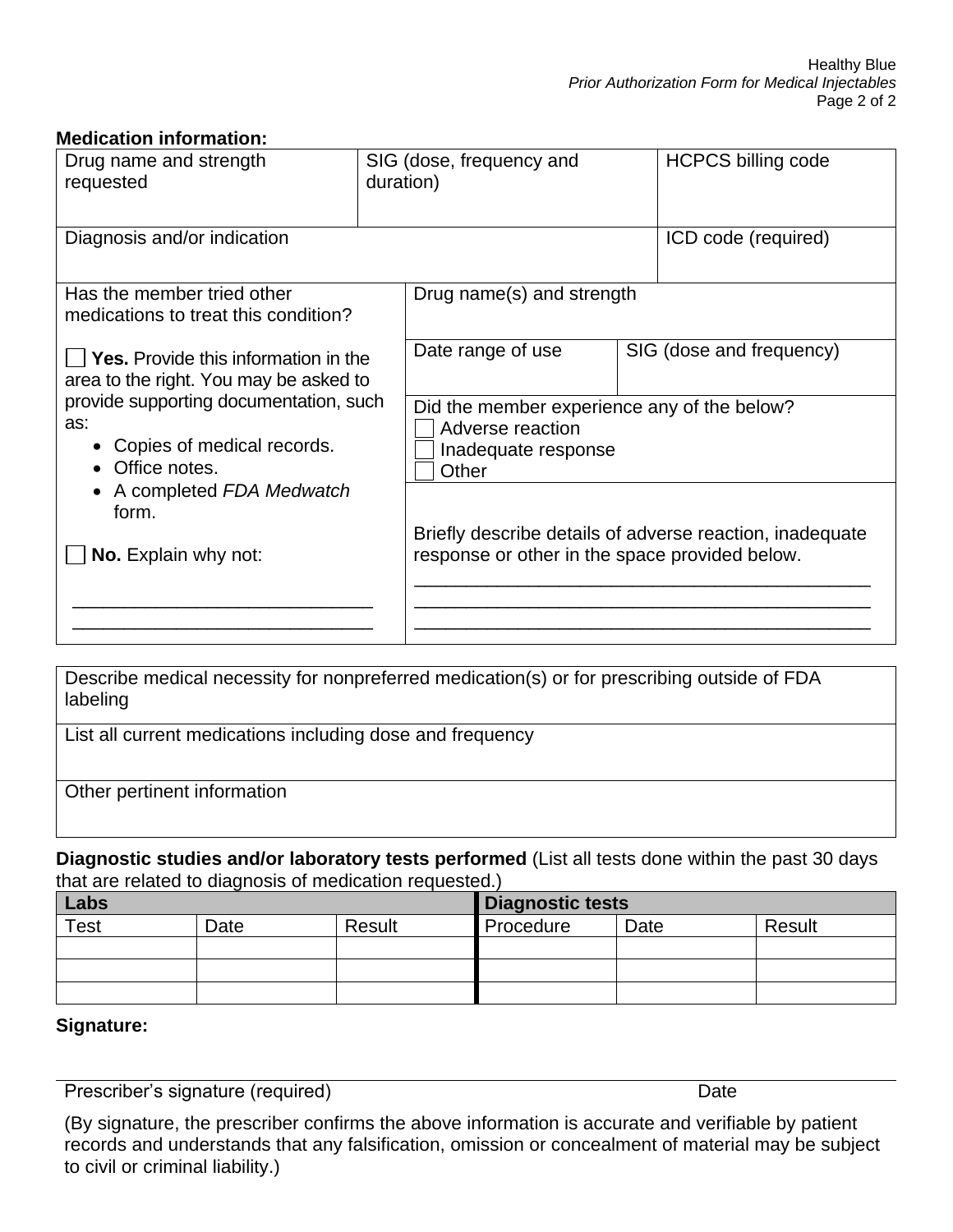**Medication information:**

| | | |
|---|---|---|
| Drug name and strength requested | SIG (dose, frequency and duration) | HCPCS billing code |
| Diagnosis and/or indication | | ICD code (required) |

| | | |
|---|---|---|
| Has the member tried other medications to treat this condition? | Drug name(s) and strength | |
| ☐ **Yes.** Provide this information in the area to the right. You may be asked to provide supporting documentation, such as:<br>• Copies of medical records.<br>• Office notes.<br>• A completed *FDA Medwatch* form. | Date range of use | SIG (dose and frequency) |
| | Did the member experience any of the below?<br>☐ Adverse reaction<br>☐ Inadequate response<br>☐ Other | |
| ☐ **No.** Explain why not:<br>___________________________<br>___________________________ | Briefly describe details of adverse reaction, inadequate response or other in the space provided below.<br>___________________________________________<br>___________________________________________<br>___________________________________________ | |

| |
|---|
| Describe medical necessity for nonpreferred medication(s) or for prescribing outside of FDA labeling |
| List all current medications including dose and frequency |
| Other pertinent information |

**Diagnostic studies and/or laboratory tests performed** (List all tests done within the past 30 days that are related to diagnosis of medication requested.)

| **Labs** | | | **Diagnostic tests** | | |
|---|---|---|---|---|---|
| Test | Date | Result | Procedure | Date | Result |
| | | | | | |
| | | | | | |
| | | | | | |

**Signature:**

_______________________________________________________________

Prescriber's signature (required) Date

(By signature, the prescriber confirms the above information is accurate and verifiable by patient records and understands that any falsification, omission or concealment of material may be subject to civil or criminal liability.)